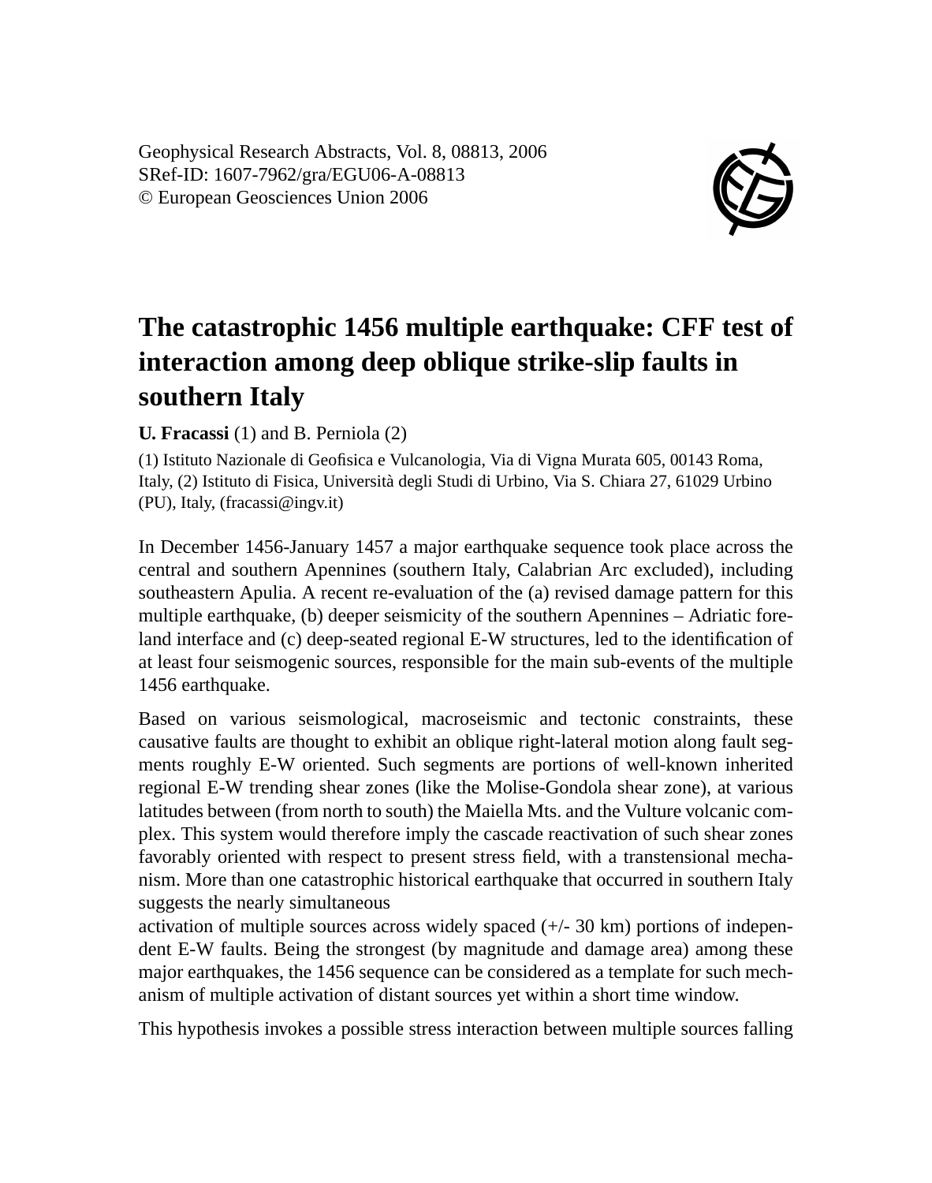Geophysical Research Abstracts, Vol. 8, 08813, 2006
SRef-ID: 1607-7962/gra/EGU06-A-08813
© European Geosciences Union 2006

# The catastrophic 1456 multiple earthquake: CFF test of interaction among deep oblique strike-slip faults in southern Italy

**U. Fracassi** (1) and B. Perniola (2)

(1) Istituto Nazionale di Geofisica e Vulcanologia, Via di Vigna Murata 605, 00143 Roma, Italy, (2) Istituto di Fisica, Università degli Studi di Urbino, Via S. Chiara 27, 61029 Urbino (PU), Italy, (fracassi@ingv.it)

In December 1456-January 1457 a major earthquake sequence took place across the central and southern Apennines (southern Italy, Calabrian Arc excluded), including southeastern Apulia. A recent re-evaluation of the (a) revised damage pattern for this multiple earthquake, (b) deeper seismicity of the southern Apennines – Adriatic foreland interface and (c) deep-seated regional E-W structures, led to the identification of at least four seismogenic sources, responsible for the main sub-events of the multiple 1456 earthquake.

Based on various seismological, macroseismic and tectonic constraints, these causative faults are thought to exhibit an oblique right-lateral motion along fault segments roughly E-W oriented. Such segments are portions of well-known inherited regional E-W trending shear zones (like the Molise-Gondola shear zone), at various latitudes between (from north to south) the Maiella Mts. and the Vulture volcanic complex. This system would therefore imply the cascade reactivation of such shear zones favorably oriented with respect to present stress field, with a transtensional mechanism. More than one catastrophic historical earthquake that occurred in southern Italy suggests the nearly simultaneous activation of multiple sources across widely spaced (+/- 30 km) portions of independent E-W faults. Being the strongest (by magnitude and damage area) among these major earthquakes, the 1456 sequence can be considered as a template for such mechanism of multiple activation of distant sources yet within a short time window.

This hypothesis invokes a possible stress interaction between multiple sources falling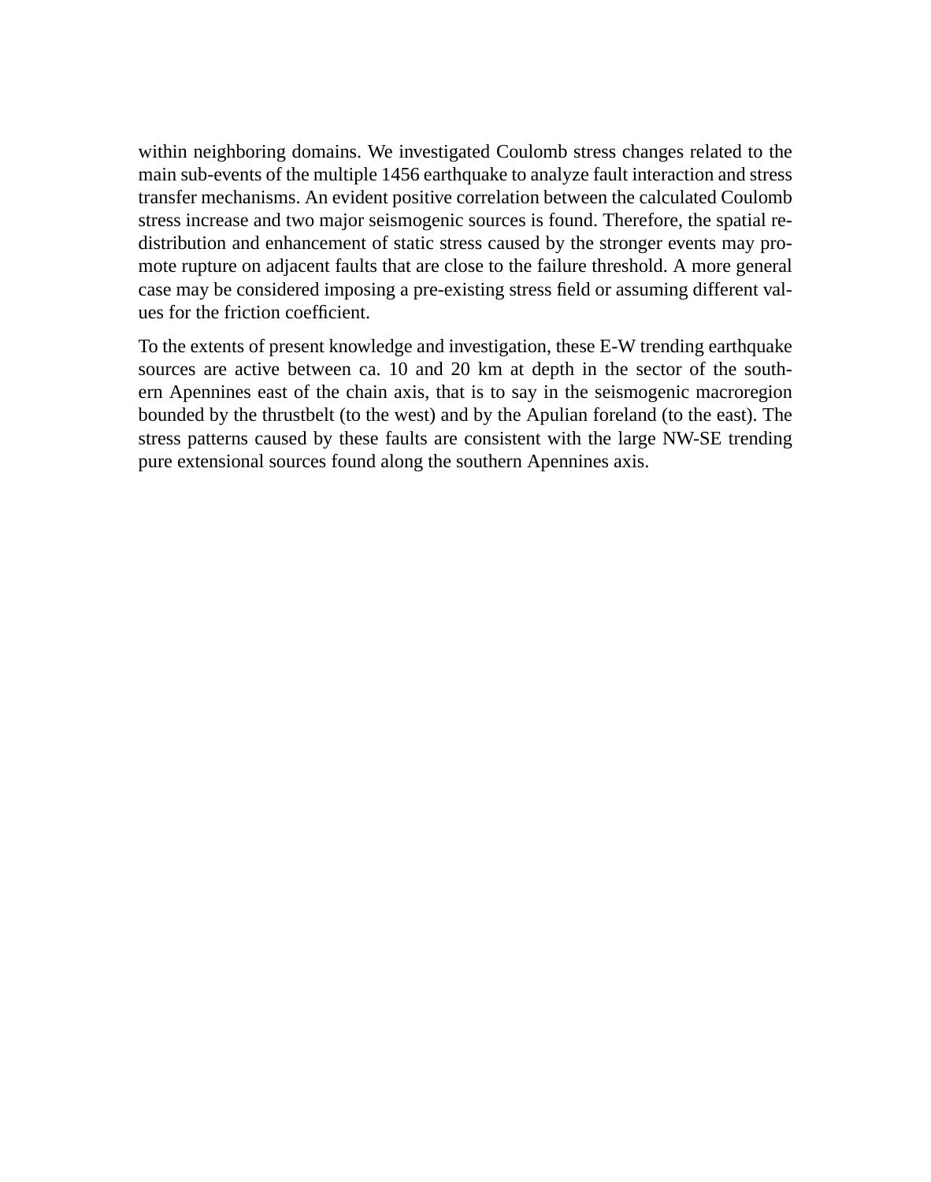within neighboring domains. We investigated Coulomb stress changes related to the main sub-events of the multiple 1456 earthquake to analyze fault interaction and stress transfer mechanisms. An evident positive correlation between the calculated Coulomb stress increase and two major seismogenic sources is found. Therefore, the spatial redistribution and enhancement of static stress caused by the stronger events may promote rupture on adjacent faults that are close to the failure threshold. A more general case may be considered imposing a pre-existing stress field or assuming different values for the friction coefficient.

To the extents of present knowledge and investigation, these E-W trending earthquake sources are active between ca. 10 and 20 km at depth in the sector of the southern Apennines east of the chain axis, that is to say in the seismogenic macroregion bounded by the thrustbelt (to the west) and by the Apulian foreland (to the east). The stress patterns caused by these faults are consistent with the large NW-SE trending pure extensional sources found along the southern Apennines axis.